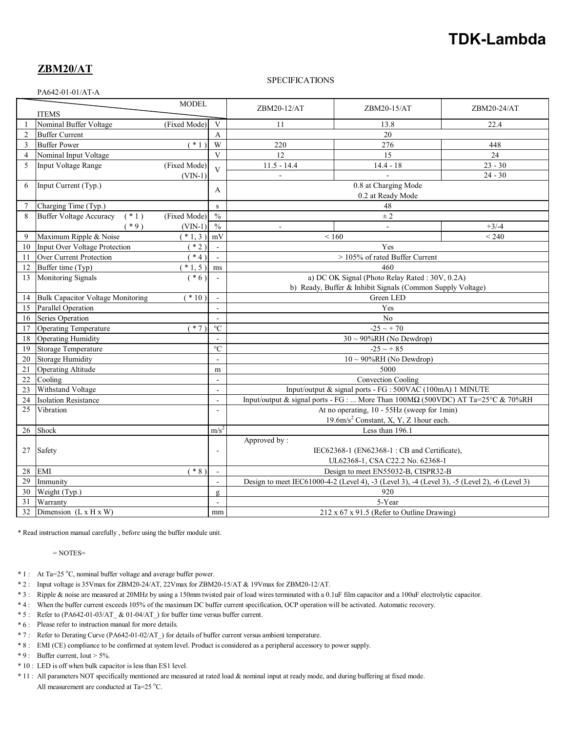**TDK-Lambda**

## ZBM20/AT

SPECIFICATIONS

PA642-01-01/AT-A

| | ITEMS | | MODEL | ZBM20-12/AT | ZBM20-15/AT | ZBM20-24/AT |
|---|---|---|---|---|---|---|
| 1 | Nominal Buffer Voltage | (Fixed Mode) | V | 11 | 13.8 | 22.4 |
| 2 | Buffer Current | | A | 20 | | |
| 3 | Buffer Power | ( * 1 ) | W | 220 | 276 | 448 |
| 4 | Nominal Input Voltage | | V | 12 | 15 | 24 |
| 5 | Input Voltage Range | (Fixed Mode) | V | 11.5 - 14.4 | 14.4 - 18 | 23 - 30 |
| | | (VIN-1) | | - | - | 24 - 30 |
| 6 | Input Current (Typ.) | | A | 0.8 at Charging Mode<br>0.2 at Ready Mode | | |
| 7 | Charging Time (Typ.) | | s | 48 | | |
| 8 | Buffer Voltage Accuracy ( * 1 ) | (Fixed Mode) | % | ± 2 | | |
| | ( * 9 ) | (VIN-1) | % | - | - | +3/-4 |
| 9 | Maximum Ripple & Noise | ( * 1, 3 ) | mV | < 160 | | < 240 |
| 10 | Input Over Voltage Protection | ( * 2 ) | - | Yes | | |
| 11 | Over Current Protection | ( * 4 ) | - | > 105% of rated Buffer Current | | |
| 12 | Buffer time (Typ) | ( * 1, 5 ) | ms | 460 | | |
| 13 | Monitoring Signals | ( * 6 ) | - | a) DC OK Signal (Photo Relay Rated : 30V, 0.2A)<br>b) Ready, Buffer & Inhibit Signals (Common Supply Voltage) | | |
| 14 | Bulk Capacitor Voltage Monitoring | ( * 10 ) | - | Green LED | | |
| 15 | Parallel Operation | | - | Yes | | |
| 16 | Series Operation | | - | No | | |
| 17 | Operating Temperature | ( * 7 ) | °C | -25 ~ + 70 | | |
| 18 | Operating Humidity | | - | 30 ~ 90%RH (No Dewdrop) | | |
| 19 | Storage Temperature | | °C | -25 ~ + 85 | | |
| 20 | Storage Humidity | | - | 10 ~ 90%RH (No Dewdrop) | | |
| 21 | Operating Altitude | | m | 5000 | | |
| 22 | Cooling | | - | Convection Cooling | | |
| 23 | Withstand Voltage | | - | Input/output & signal ports - FG : 500VAC (100mA) 1 MINUTE | | |
| 24 | Isolation Resistance | | - | Input/output & signal ports - FG : ... More Than 100MΩ (500VDC) AT Ta=25°C & 70%RH | | |
| 25 | Vibration | | - | At no operating, 10 - 55Hz (sweep for 1min)<br>19.6m/s$^2$ Constant, X, Y, Z 1hour each. | | |
| 26 | Shock | | m/s$^2$ | Less than 196.1 | | |
| 27 | Safety | | - | Approved by :<br>IEC62368-1 (EN62368-1 : CB and Certificate),<br>UL62368-1, CSA C22.2 No. 62368-1 | | |
| 28 | EMI | ( * 8 ) | - | Design to meet EN55032-B, CISPR32-B | | |
| 29 | Immunity | | - | Design to meet IEC61000-4-2 (Level 4), -3 (Level 3), -4 (Level 3), -5 (Level 2), -6 (Level 3) | | |
| 30 | Weight (Typ.) | | g | 920 | | |
| 31 | Warranty | | - | 5-Year | | |
| 32 | Dimension (L x H x W) | | mm | 212 x 67 x 91.5 (Refer to Outline Drawing) | | |

* Read instruction manual carefully , before using the buffer module unit.

= NOTES=

* 1 : At Ta=25 °C, nominal buffer voltage and average buffer power.
* 2 : Input voltage is 35Vmax for ZBM20-24/AT, 22Vmax for ZBM20-15/AT & 19Vmax for ZBM20-12/AT.
* 3 : Ripple & noise are measured at 20MHz by using a 150mm twisted pair of load wires terminated with a 0.1uF film capacitor and a 100uF electrolytic capacitor.
* 4 : When the buffer current exceeds 105% of the maximum DC buffer current specification, OCP operation will be activated. Automatic recovery.
* 5 : Refer to (PA642-01-03/AT_ & 01-04/AT_) for buffer time versus buffer current.
* 6 : Please refer to instruction manual for more details.
* 7 : Refer to Derating Curve (PA642-01-02/AT_) for details of buffer current versus ambient temperature.
* 8 : EMI (CE) compliance to be confirmed at system level. Product is considered as a peripheral accessory to power supply.
* 9 : Buffer current, Iout > 5%.
* 10 : LED is off when bulk capacitor is less than ES1 level.
* 11 : All parameters NOT specifically mentioned are measured at rated load & nominal input at ready mode, and during buffering at fixed mode. All measurement are conducted at Ta=25 °C.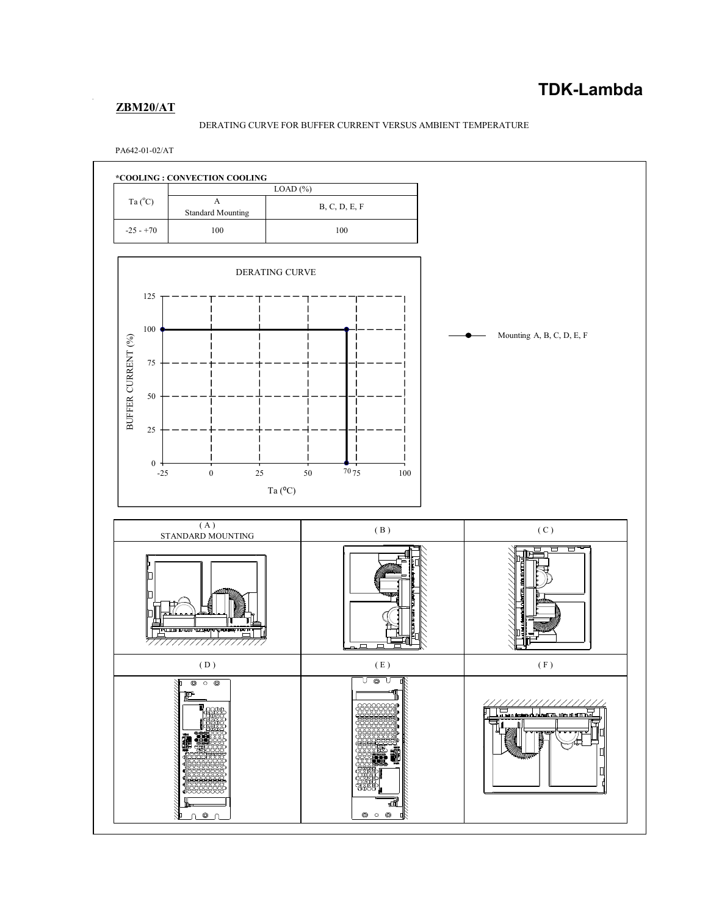**TDK-Lambda**

## ZBM20/AT

DERATING CURVE FOR BUFFER CURRENT VERSUS AMBIENT TEMPERATURE

PA642-01-02/AT

**\*COOLING : CONVECTION COOLING**

| Ta (°C) | LOAD (%) | |
|---|---|---|
| | A Standard Mounting | B, C, D, E, F |
| -25 - +70 | 100 | 100 |

DERATING CURVE

BUFFER CURRENT (%)

Ta (°C)

Mounting A, B, C, D, E, F

| (A) STANDARD MOUNTING | (B) | (C) |
|---|---|---|
| (D) | (E) | (F) |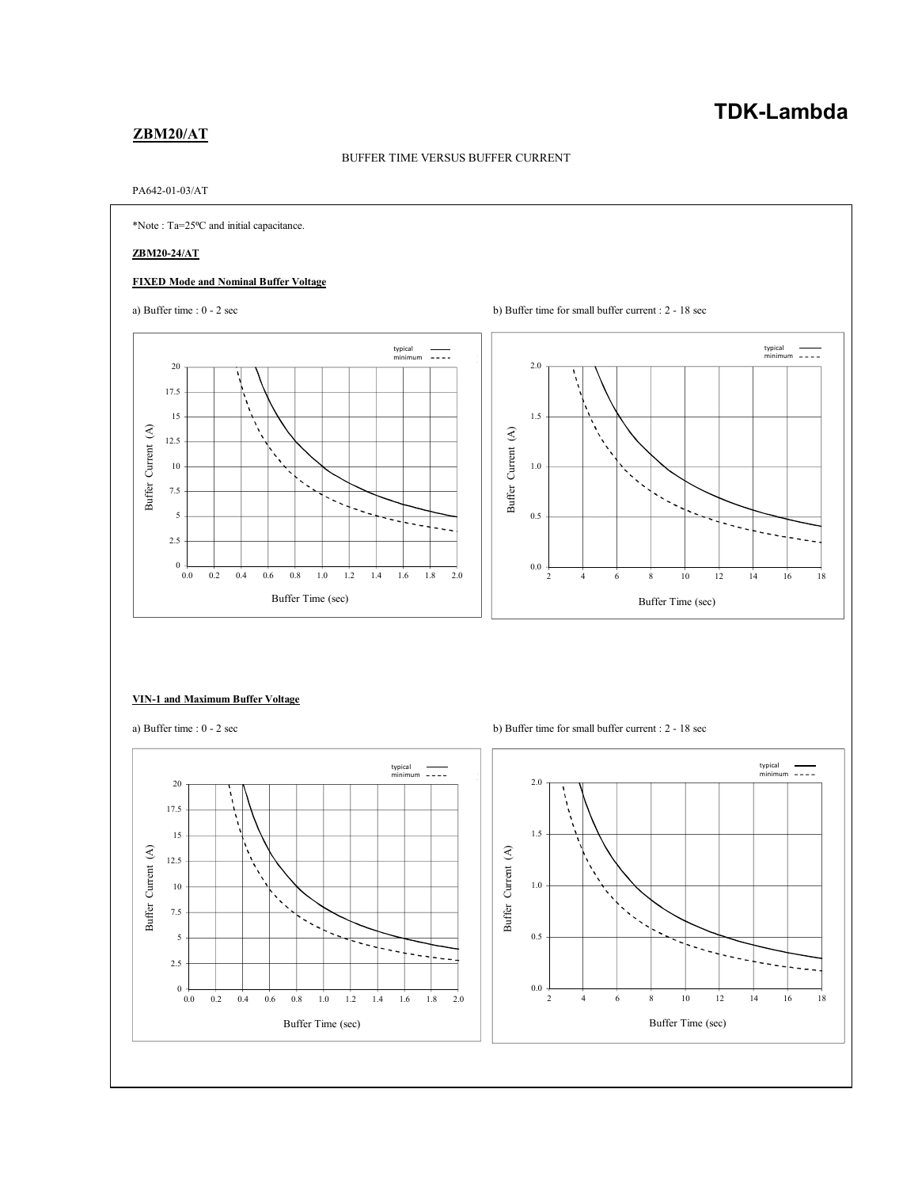## ZBM20/AT

BUFFER TIME VERSUS BUFFER CURRENT

PA642-01-03/AT

*Note : Ta=25ºC and initial capacitance.

**ZBM20-24/AT**

**FIXED Mode and Nominal Buffer Voltage**

a) Buffer time : 0 - 2 sec

b) Buffer time for small buffer current : 2 - 18 sec

**VIN-1 and Maximum Buffer Voltage**

a) Buffer time : 0 - 2 sec

b) Buffer time for small buffer current : 2 - 18 sec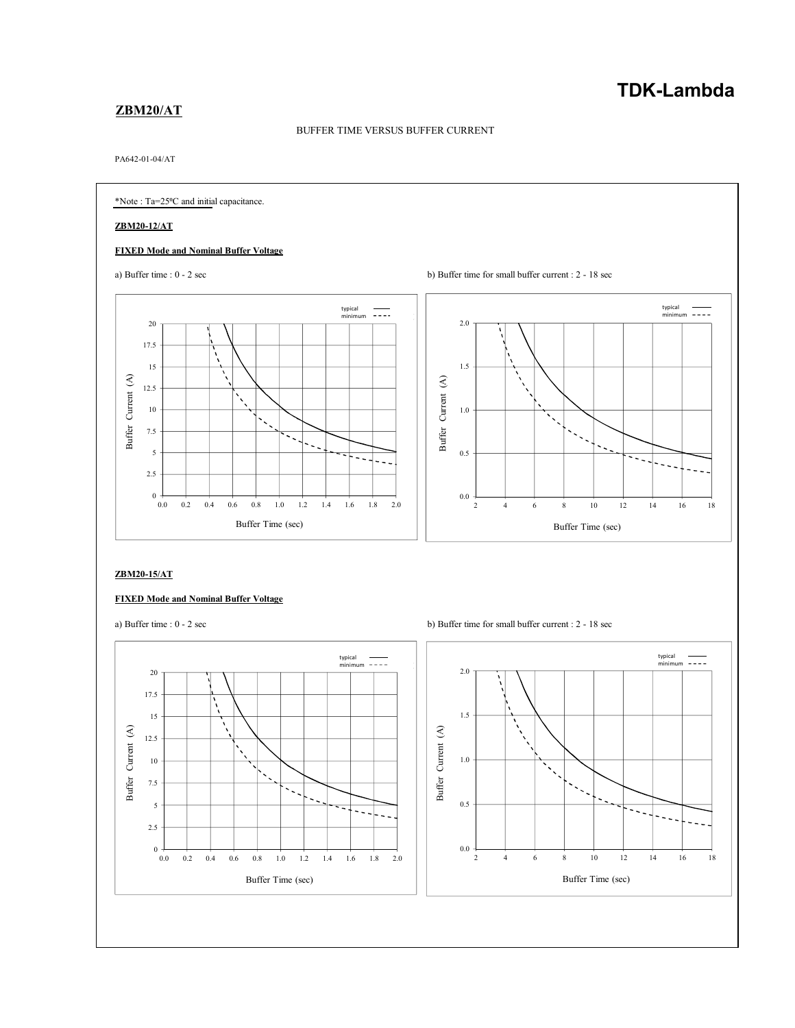## ZBM20/AT

BUFFER TIME VERSUS BUFFER CURRENT

PA642-01-04/AT

*Note : Ta=25ºC and initial capacitance.

**ZBM20-12/AT**

**FIXED Mode and Nominal Buffer Voltage**

a) Buffer time : 0 - 2 sec

typical
minimum

Buffer Current (A)

20
17.5
15
12.5
10
7.5
5
2.5
0

0.0 0.2 0.4 0.6 0.8 1.0 1.2 1.4 1.6 1.8 2.0

Buffer Time (sec)

b) Buffer time for small buffer current : 2 - 18 sec

typical
minimum

Buffer Current (A)

2.0
1.5
1.0
0.5
0.0

2 4 6 8 10 12 14 16 18

Buffer Time (sec)

**ZBM20-15/AT**

**FIXED Mode and Nominal Buffer Voltage**

a) Buffer time : 0 - 2 sec

typical
minimum

Buffer Current (A)

20
17.5
15
12.5
10
7.5
5
2.5
0

0.0 0.2 0.4 0.6 0.8 1.0 1.2 1.4 1.6 1.8 2.0

Buffer Time (sec)

b) Buffer time for small buffer current : 2 - 18 sec

typical
minimum

Buffer Current (A)

2.0
1.5
1.0
0.5
0.0

2 4 6 8 10 12 14 16 18

Buffer Time (sec)